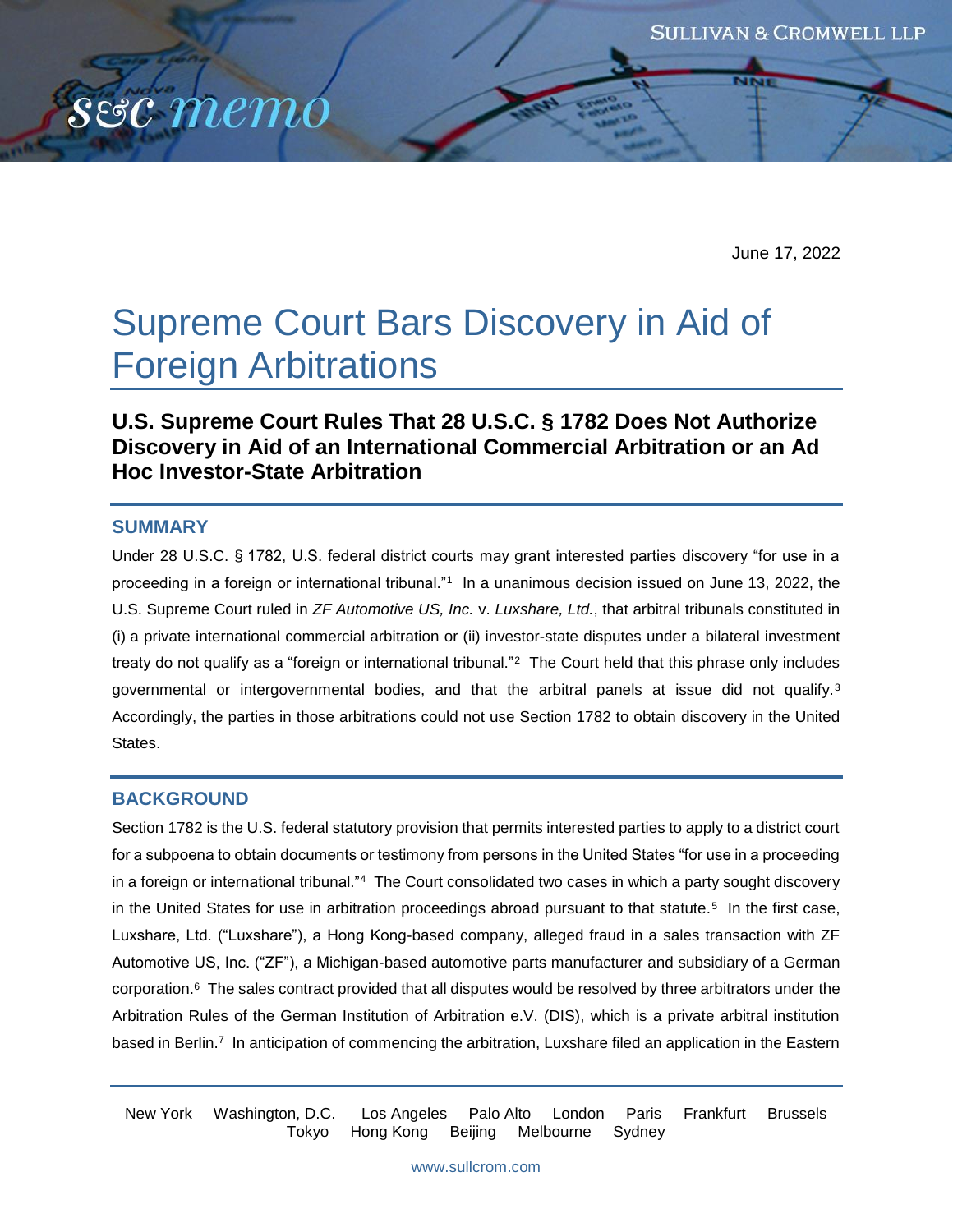June 17, 2022

# Supreme Court Bars Discovery in Aid of Foreign Arbitrations

## U.S. Supreme Court Rules That 28 U.S.C. § 1782 Does Not Authorize Discovery in Aid of an International Commercial Arbitration or an Ad Hoc Investor-State Arbitration

### SUMMARY

Under 28 U.S.C. § 1782, U.S. federal district courts may grant interested parties discovery "for use in a proceeding in a foreign or international tribunal."[1] In a unanimous decision issued on June 13, 2022, the U.S. Supreme Court ruled in *ZF Automotive US, Inc.* v. *Luxshare, Ltd.*, that arbitral tribunals constituted in (i) a private international commercial arbitration or (ii) investor-state disputes under a bilateral investment treaty do not qualify as a "foreign or international tribunal."[2] The Court held that this phrase only includes governmental or intergovernmental bodies, and that the arbitral panels at issue did not qualify.[3] Accordingly, the parties in those arbitrations could not use Section 1782 to obtain discovery in the United States.

### BACKGROUND

Section 1782 is the U.S. federal statutory provision that permits interested parties to apply to a district court for a subpoena to obtain documents or testimony from persons in the United States "for use in a proceeding in a foreign or international tribunal."[4] The Court consolidated two cases in which a party sought discovery in the United States for use in arbitration proceedings abroad pursuant to that statute.[5] In the first case, Luxshare, Ltd. ("Luxshare"), a Hong Kong-based company, alleged fraud in a sales transaction with ZF Automotive US, Inc. ("ZF"), a Michigan-based automotive parts manufacturer and subsidiary of a German corporation.[6] The sales contract provided that all disputes would be resolved by three arbitrators under the Arbitration Rules of the German Institution of Arbitration e.V. (DIS), which is a private arbitral institution based in Berlin.[7] In anticipation of commencing the arbitration, Luxshare filed an application in the Eastern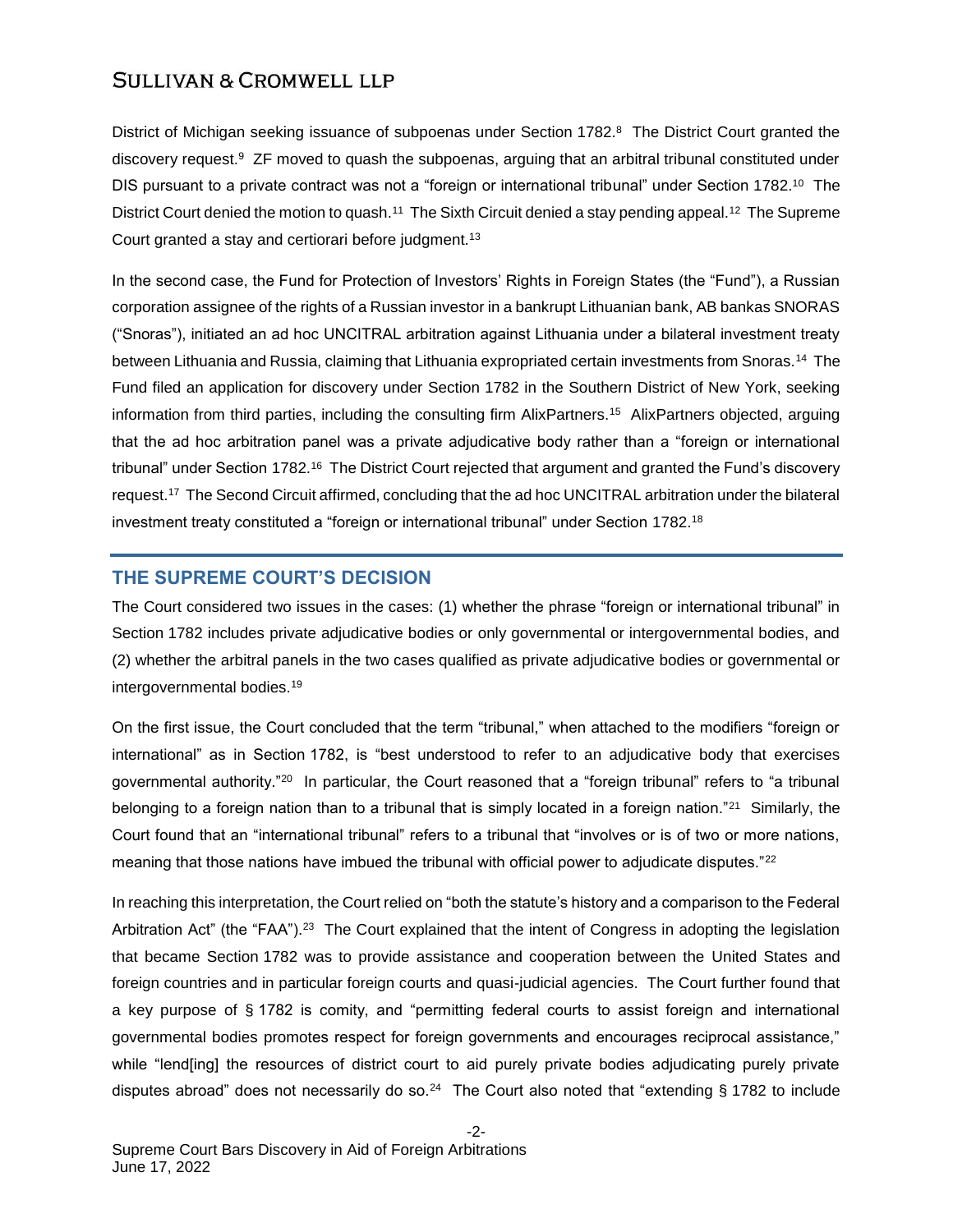District of Michigan seeking issuance of subpoenas under Section 1782.[8] The District Court granted the discovery request.[9] ZF moved to quash the subpoenas, arguing that an arbitral tribunal constituted under DIS pursuant to a private contract was not a "foreign or international tribunal" under Section 1782.[10] The District Court denied the motion to quash.[11] The Sixth Circuit denied a stay pending appeal.[12] The Supreme Court granted a stay and certiorari before judgment.[13]

In the second case, the Fund for Protection of Investors' Rights in Foreign States (the "Fund"), a Russian corporation assignee of the rights of a Russian investor in a bankrupt Lithuanian bank, AB bankas SNORAS ("Snoras"), initiated an ad hoc UNCITRAL arbitration against Lithuania under a bilateral investment treaty between Lithuania and Russia, claiming that Lithuania expropriated certain investments from Snoras.[14] The Fund filed an application for discovery under Section 1782 in the Southern District of New York, seeking information from third parties, including the consulting firm AlixPartners.[15] AlixPartners objected, arguing that the ad hoc arbitration panel was a private adjudicative body rather than a "foreign or international tribunal" under Section 1782.[16] The District Court rejected that argument and granted the Fund's discovery request.[17] The Second Circuit affirmed, concluding that the ad hoc UNCITRAL arbitration under the bilateral investment treaty constituted a "foreign or international tribunal" under Section 1782.[18]

## THE SUPREME COURT'S DECISION

The Court considered two issues in the cases: (1) whether the phrase "foreign or international tribunal" in Section 1782 includes private adjudicative bodies or only governmental or intergovernmental bodies, and (2) whether the arbitral panels in the two cases qualified as private adjudicative bodies or governmental or intergovernmental bodies.[19]

On the first issue, the Court concluded that the term "tribunal," when attached to the modifiers "foreign or international" as in Section 1782, is "best understood to refer to an adjudicative body that exercises governmental authority."[20] In particular, the Court reasoned that a "foreign tribunal" refers to "a tribunal belonging to a foreign nation than to a tribunal that is simply located in a foreign nation."[21] Similarly, the Court found that an "international tribunal" refers to a tribunal that "involves or is of two or more nations, meaning that those nations have imbued the tribunal with official power to adjudicate disputes."[22]

In reaching this interpretation, the Court relied on "both the statute's history and a comparison to the Federal Arbitration Act" (the "FAA").[23] The Court explained that the intent of Congress in adopting the legislation that became Section 1782 was to provide assistance and cooperation between the United States and foreign countries and in particular foreign courts and quasi-judicial agencies. The Court further found that a key purpose of § 1782 is comity, and "permitting federal courts to assist foreign and international governmental bodies promotes respect for foreign governments and encourages reciprocal assistance," while "lend[ing] the resources of district court to aid purely private bodies adjudicating purely private disputes abroad" does not necessarily do so.[24] The Court also noted that "extending § 1782 to include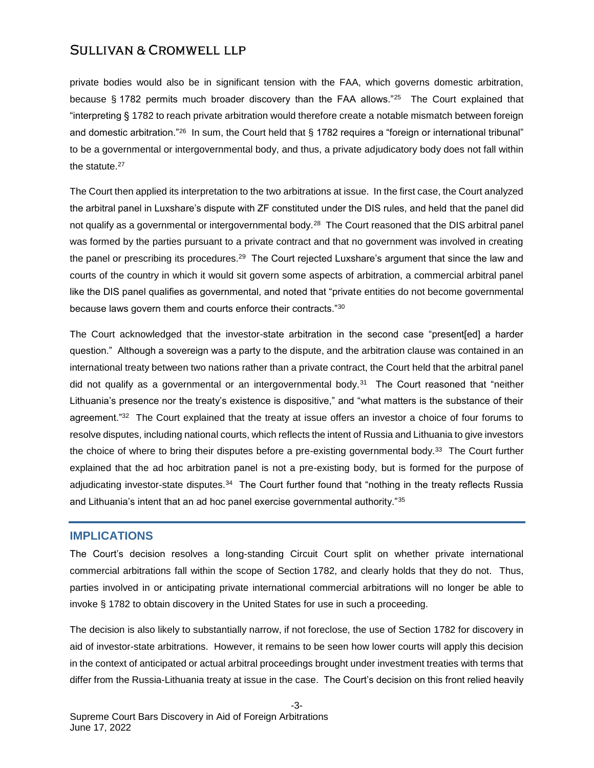private bodies would also be in significant tension with the FAA, which governs domestic arbitration, because § 1782 permits much broader discovery than the FAA allows."[25] The Court explained that "interpreting § 1782 to reach private arbitration would therefore create a notable mismatch between foreign and domestic arbitration."[26] In sum, the Court held that § 1782 requires a "foreign or international tribunal" to be a governmental or intergovernmental body, and thus, a private adjudicatory body does not fall within the statute.[27]

The Court then applied its interpretation to the two arbitrations at issue. In the first case, the Court analyzed the arbitral panel in Luxshare's dispute with ZF constituted under the DIS rules, and held that the panel did not qualify as a governmental or intergovernmental body.[28] The Court reasoned that the DIS arbitral panel was formed by the parties pursuant to a private contract and that no government was involved in creating the panel or prescribing its procedures.[29] The Court rejected Luxshare's argument that since the law and courts of the country in which it would sit govern some aspects of arbitration, a commercial arbitral panel like the DIS panel qualifies as governmental, and noted that "private entities do not become governmental because laws govern them and courts enforce their contracts."[30]

The Court acknowledged that the investor-state arbitration in the second case "present[ed] a harder question." Although a sovereign was a party to the dispute, and the arbitration clause was contained in an international treaty between two nations rather than a private contract, the Court held that the arbitral panel did not qualify as a governmental or an intergovernmental body.[31] The Court reasoned that "neither Lithuania's presence nor the treaty's existence is dispositive," and "what matters is the substance of their agreement."[32] The Court explained that the treaty at issue offers an investor a choice of four forums to resolve disputes, including national courts, which reflects the intent of Russia and Lithuania to give investors the choice of where to bring their disputes before a pre-existing governmental body.[33] The Court further explained that the ad hoc arbitration panel is not a pre-existing body, but is formed for the purpose of adjudicating investor-state disputes.[34] The Court further found that "nothing in the treaty reflects Russia and Lithuania's intent that an ad hoc panel exercise governmental authority."[35]

## IMPLICATIONS

The Court's decision resolves a long-standing Circuit Court split on whether private international commercial arbitrations fall within the scope of Section 1782, and clearly holds that they do not. Thus, parties involved in or anticipating private international commercial arbitrations will no longer be able to invoke § 1782 to obtain discovery in the United States for use in such a proceeding.

The decision is also likely to substantially narrow, if not foreclose, the use of Section 1782 for discovery in aid of investor-state arbitrations. However, it remains to be seen how lower courts will apply this decision in the context of anticipated or actual arbitral proceedings brought under investment treaties with terms that differ from the Russia-Lithuania treaty at issue in the case. The Court's decision on this front relied heavily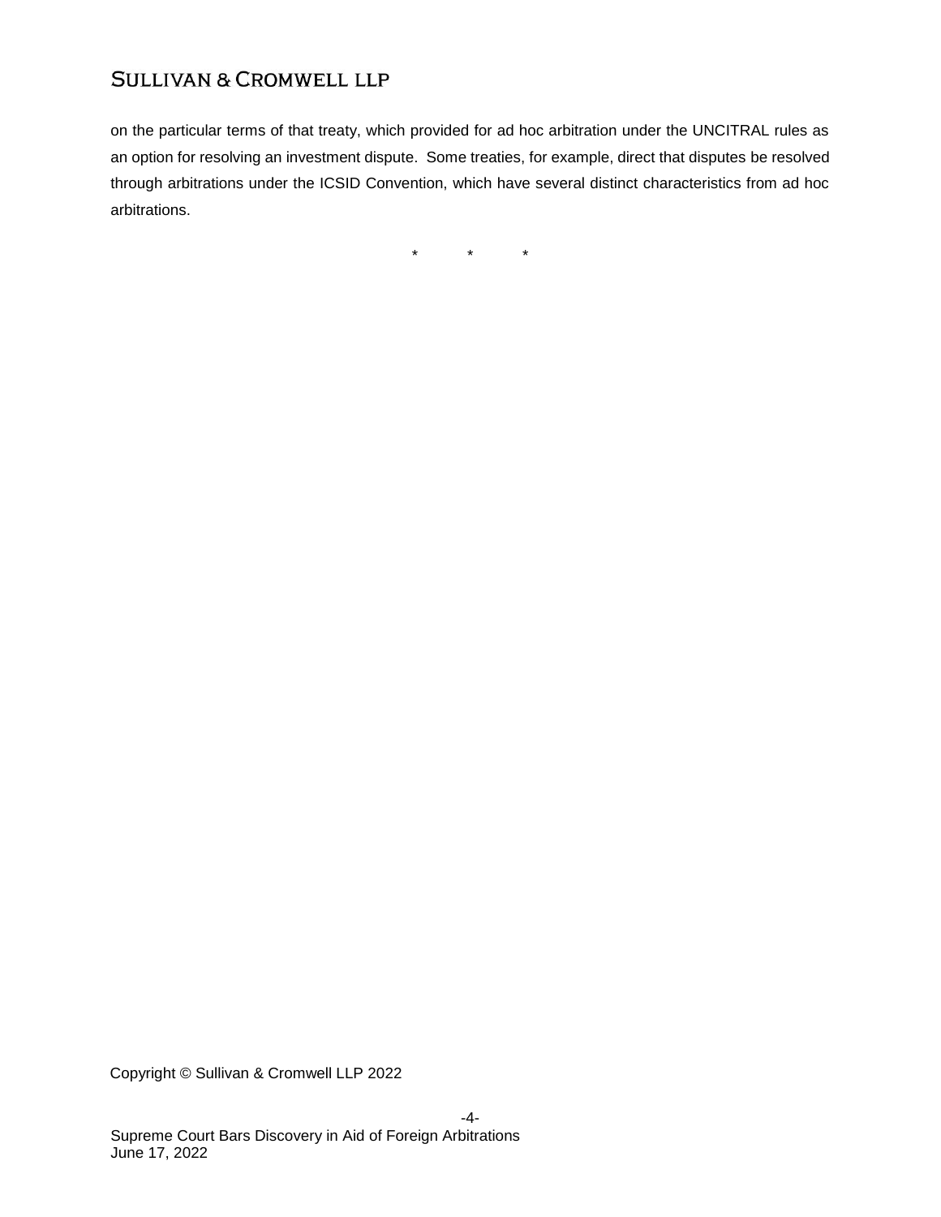on the particular terms of that treaty, which provided for ad hoc arbitration under the UNCITRAL rules as an option for resolving an investment dispute. Some treaties, for example, direct that disputes be resolved through arbitrations under the ICSID Convention, which have several distinct characteristics from ad hoc arbitrations.

\*           \*           \*

Copyright © Sullivan & Cromwell LLP 2022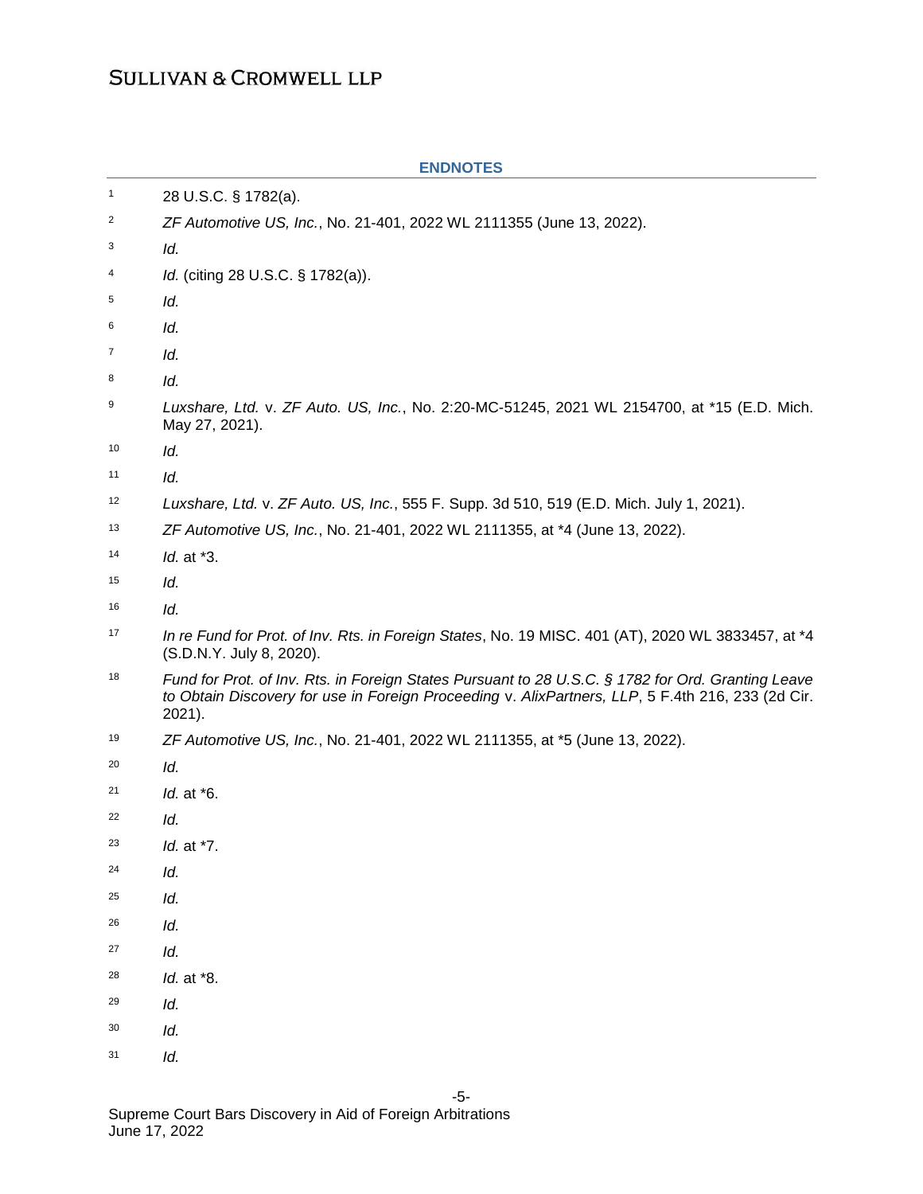## ENDNOTES

1. 28 U.S.C. § 1782(a).
2. *ZF Automotive US, Inc.*, No. 21-401, 2022 WL 2111355 (June 13, 2022).
3. *Id.*
4. *Id.* (citing 28 U.S.C. § 1782(a)).
5. *Id.*
6. *Id.*
7. *Id.*
8. *Id.*
9. *Luxshare, Ltd.* v. *ZF Auto. US, Inc.*, No. 2:20-MC-51245, 2021 WL 2154700, at *15 (E.D. Mich. May 27, 2021).
10. *Id.*
11. *Id.*
12. *Luxshare, Ltd.* v. *ZF Auto. US, Inc.*, 555 F. Supp. 3d 510, 519 (E.D. Mich. July 1, 2021).
13. *ZF Automotive US, Inc.*, No. 21-401, 2022 WL 2111355, at *4 (June 13, 2022).
14. *Id.* at *3.
15. *Id.*
16. *Id.*
17. *In re Fund for Prot. of Inv. Rts. in Foreign States*, No. 19 MISC. 401 (AT), 2020 WL 3833457, at *4 (S.D.N.Y. July 8, 2020).
18. *Fund for Prot. of Inv. Rts. in Foreign States Pursuant to 28 U.S.C. § 1782 for Ord. Granting Leave to Obtain Discovery for use in Foreign Proceeding* v. *AlixPartners, LLP*, 5 F.4th 216, 233 (2d Cir. 2021).
19. *ZF Automotive US, Inc.*, No. 21-401, 2022 WL 2111355, at *5 (June 13, 2022).
20. *Id.*
21. *Id.* at *6.
22. *Id.*
23. *Id.* at *7.
24. *Id.*
25. *Id.*
26. *Id.*
27. *Id.*
28. *Id.* at *8.
29. *Id.*
30. *Id.*
31. *Id.*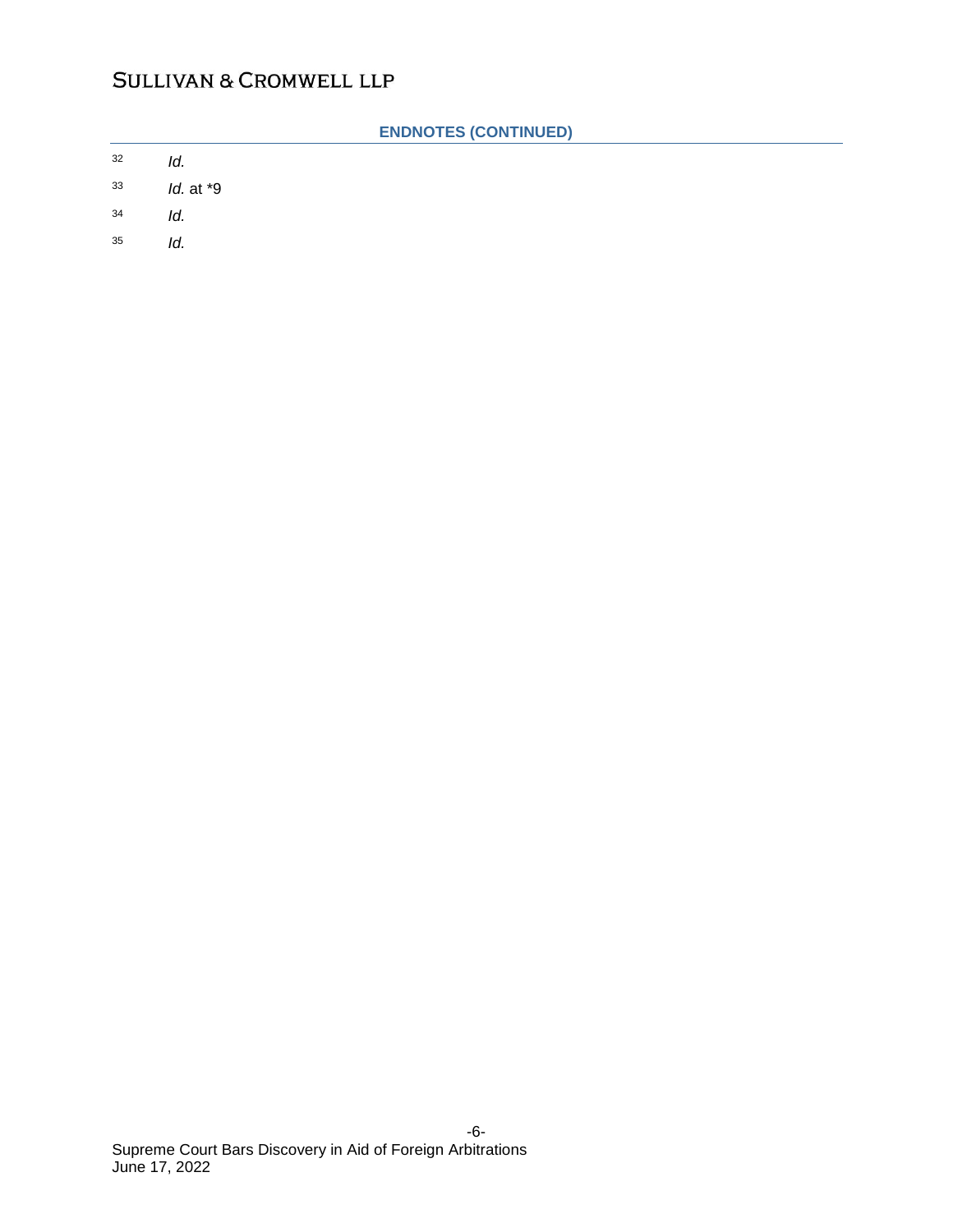## ENDNOTES (CONTINUED)

[32] *Id.*

[33] *Id.* at *9

[34] *Id.*

[35] *Id.*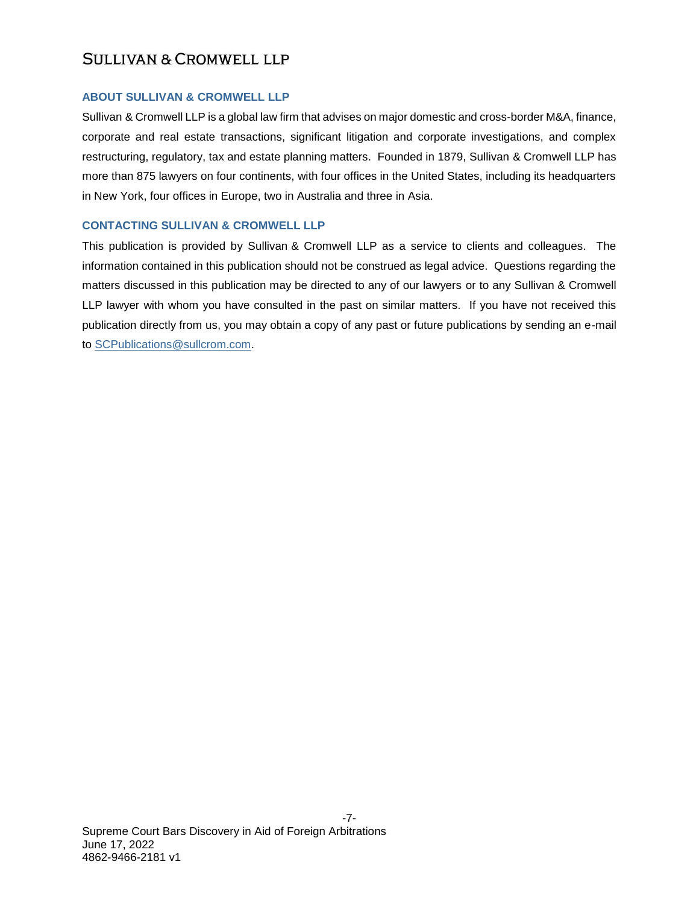## ABOUT SULLIVAN & CROMWELL LLP

Sullivan & Cromwell LLP is a global law firm that advises on major domestic and cross-border M&A, finance, corporate and real estate transactions, significant litigation and corporate investigations, and complex restructuring, regulatory, tax and estate planning matters. Founded in 1879, Sullivan & Cromwell LLP has more than 875 lawyers on four continents, with four offices in the United States, including its headquarters in New York, four offices in Europe, two in Australia and three in Asia.

## CONTACTING SULLIVAN & CROMWELL LLP

This publication is provided by Sullivan & Cromwell LLP as a service to clients and colleagues. The information contained in this publication should not be construed as legal advice. Questions regarding the matters discussed in this publication may be directed to any of our lawyers or to any Sullivan & Cromwell LLP lawyer with whom you have consulted in the past on similar matters. If you have not received this publication directly from us, you may obtain a copy of any past or future publications by sending an e-mail to SCPublications@sullcrom.com.